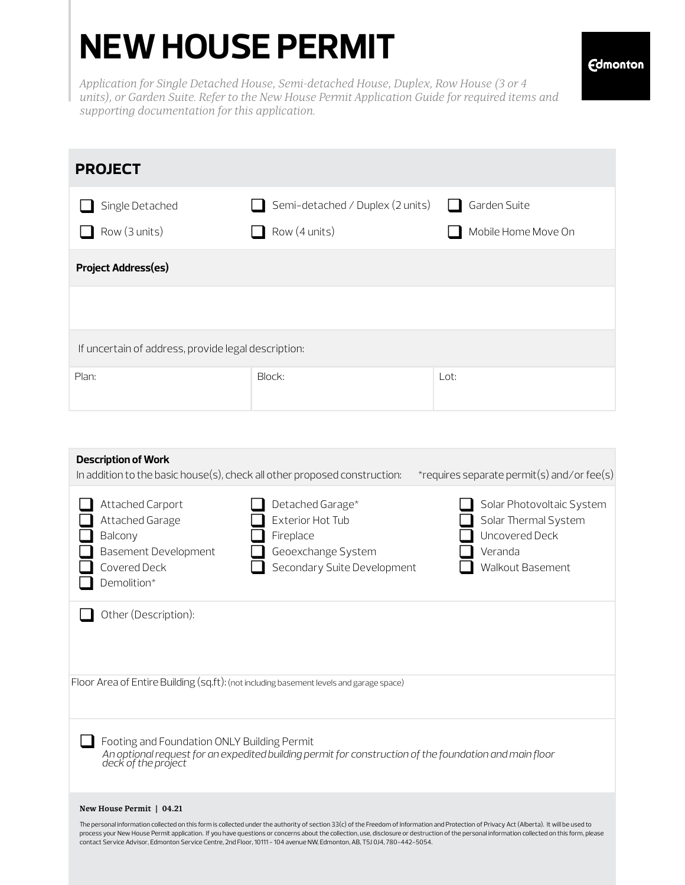# NEW HOUSE PERMIT

Edmonton

*Application for Single Detached House, Semi-detached House, Duplex, Row House (3 or 4 units), or Garden Suite. Refer to the New House Permit Application Guide for required items and supporting documentation for this application.*

## PROJECT

- ☐ Single Detached
- ☐ Semi-detached / Duplex (2 units)
- ☐ Garden Suite
- ☐ Row (3 units)
- ☐ Row (4 units)
- ☐ Mobile Home Move On

**Project Address(es)**

If uncertain of address, provide legal description:

| Plan: | Block: | Lot: |
|---|---|---|
| | | |

**Description of Work**

In addition to the basic house(s), check all other proposed construction: *requires separate permit(s) and/or fee(s)

- ☐ Attached Carport
- ☐ Attached Garage
- ☐ Balcony
- ☐ Basement Development
- ☐ Covered Deck
- ☐ Demolition*
- ☐ Detached Garage*
- ☐ Exterior Hot Tub
- ☐ Fireplace
- ☐ Geoexchange System
- ☐ Secondary Suite Development
- ☐ Solar Photovoltaic System
- ☐ Solar Thermal System
- ☐ Uncovered Deck
- ☐ Veranda
- ☐ Walkout Basement

☐ Other (Description):

Floor Area of Entire Building (sq.ft): (not including basement levels and garage space)

☐ Footing and Foundation ONLY Building Permit
*An optional request for an expedited building permit for construction of the foundation and main floor deck of the project*

**New House Permit | 04.21**

The personal information collected on this form is collected under the authority of section 33(c) of the Freedom of Information and Protection of Privacy Act (Alberta). It will be used to process your New House Permit application. If you have questions or concerns about the collection, use, disclosure or destruction of the personal information collected on this form, please contact Service Advisor, Edmonton Service Centre, 2nd Floor, 10111 - 104 avenue NW, Edmonton, AB, T5J 0J4, 780-442-5054.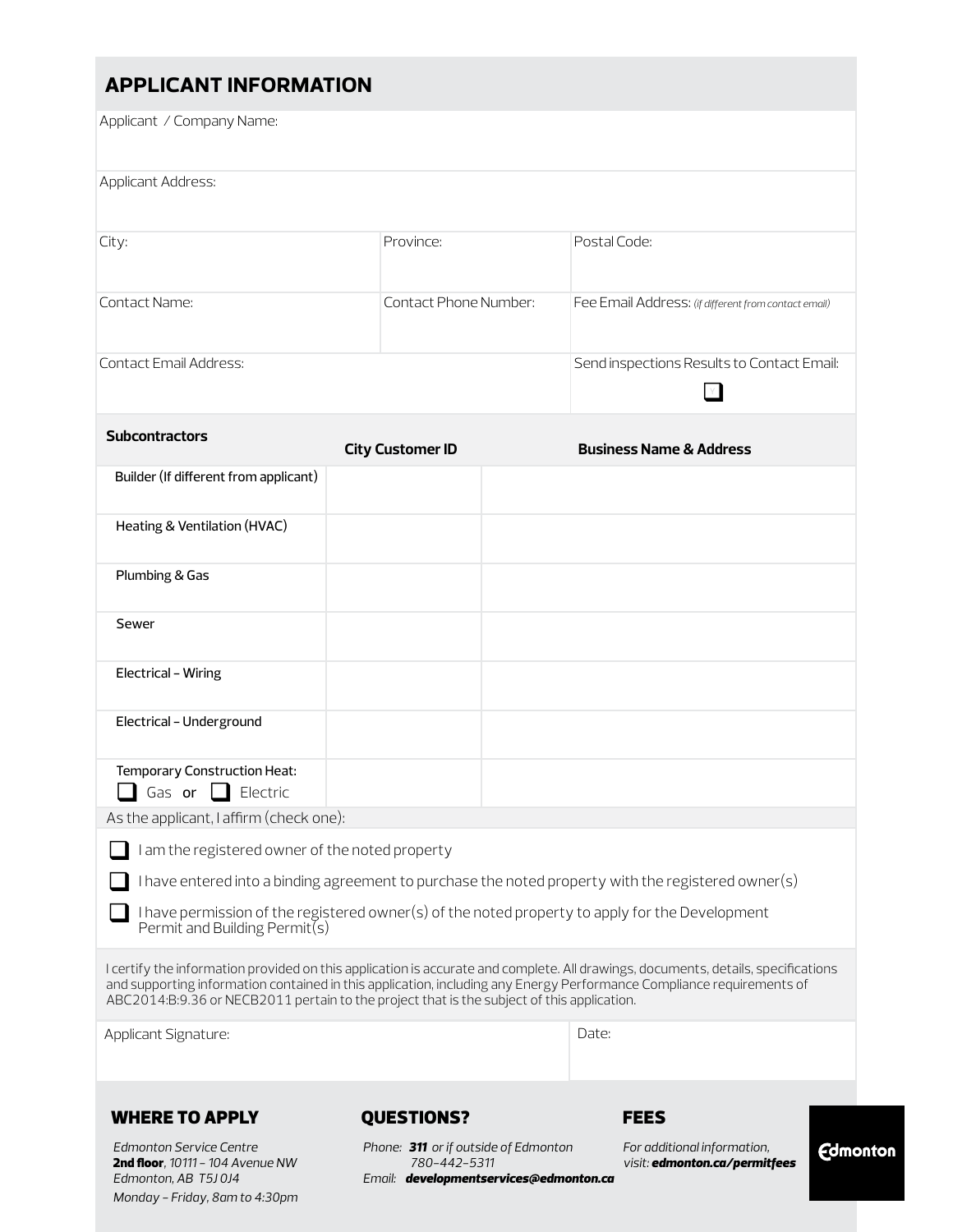## APPLICANT INFORMATION

| | | |
|---|---|---|
| Applicant / Company Name: | | |
| Applicant Address: | | |
| City: | Province: | Postal Code: |
| Contact Name: | Contact Phone Number: | Fee Email Address: *(if different from contact email)* |
| Contact Email Address: | | Send inspections Results to Contact Email: ☐ |

| **Subcontractors** | **City Customer ID** | **Business Name & Address** |
|---|---|---|
| Builder (If different from applicant) | | |
| Heating & Ventilation (HVAC) | | |
| Plumbing & Gas | | |
| Sewer | | |
| Electrical – Wiring | | |
| Electrical – Underground | | |
| Temporary Construction Heat: ☐ Gas **or** ☐ Electric | | |

As the applicant, I affirm (check one):

- ☐ I am the registered owner of the noted property
- ☐ I have entered into a binding agreement to purchase the noted property with the registered owner(s)
- ☐ I have permission of the registered owner(s) of the noted property to apply for the Development Permit and Building Permit(s)

I certify the information provided on this application is accurate and complete. All drawings, documents, details, specifications and supporting information contained in this application, including any Energy Performance Compliance requirements of ABC2014:B:9.36 or NECB2011 pertain to the project that is the subject of this application.

| | |
|---|---|
| Applicant Signature: | Date: |

### WHERE TO APPLY

*Edmonton Service Centre*
***2nd floor**, 10111 – 104 Avenue NW*
*Edmonton, AB T5J 0J4*
*Monday – Friday, 8am to 4:30pm*

### QUESTIONS?

*Phone: **311** or if outside of Edmonton 780-442-5311*
*Email: **developmentservices@edmonton.ca***

### FEES

*For additional information, visit: **edmonton.ca/permitfees***

Edmonton